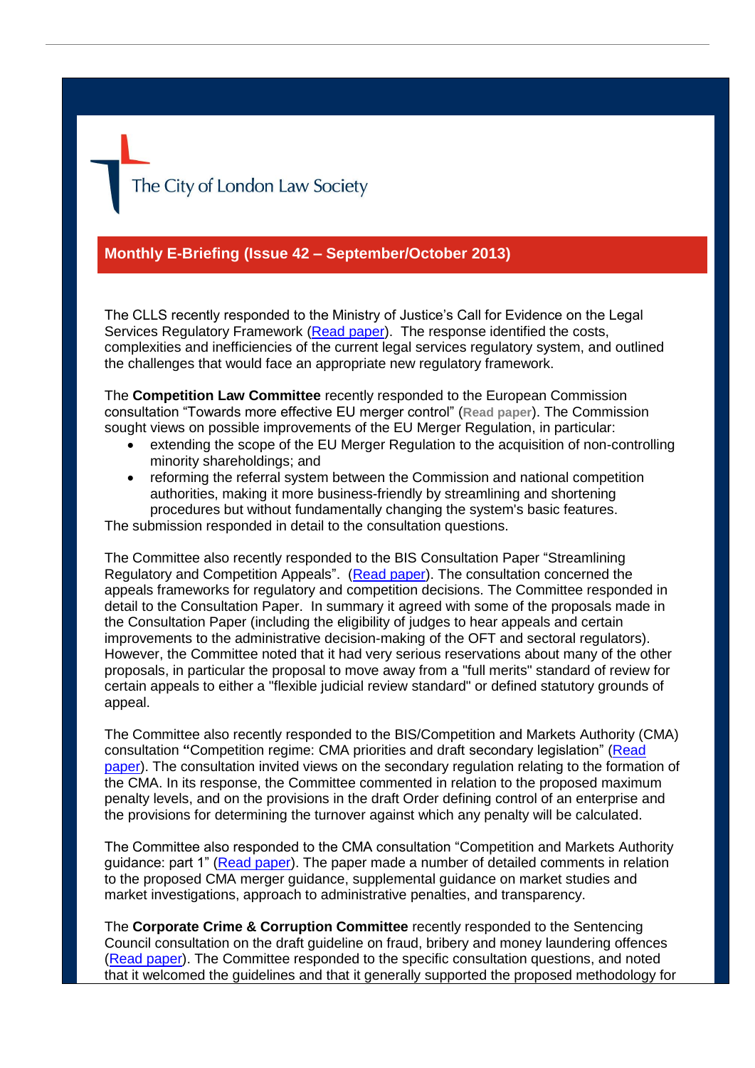The City of London Law Society

## Monthly E-Briefing (Issue 42 – September/October 2013)

The CLLS recently responded to the Ministry of Justice's Call for Evidence on the Legal Services Regulatory Framework (Read paper). The response identified the costs, complexities and inefficiencies of the current legal services regulatory system, and outlined the challenges that would face an appropriate new regulatory framework.

The **Competition Law Committee** recently responded to the European Commission consultation "Towards more effective EU merger control" (**Read paper**). The Commission sought views on possible improvements of the EU Merger Regulation, in particular:

- extending the scope of the EU Merger Regulation to the acquisition of non-controlling minority shareholdings; and
- reforming the referral system between the Commission and national competition authorities, making it more business-friendly by streamlining and shortening procedures but without fundamentally changing the system's basic features.

The submission responded in detail to the consultation questions.

The Committee also recently responded to the BIS Consultation Paper "Streamlining Regulatory and Competition Appeals". (Read paper). The consultation concerned the appeals frameworks for regulatory and competition decisions. The Committee responded in detail to the Consultation Paper. In summary it agreed with some of the proposals made in the Consultation Paper (including the eligibility of judges to hear appeals and certain improvements to the administrative decision-making of the OFT and sectoral regulators). However, the Committee noted that it had very serious reservations about many of the other proposals, in particular the proposal to move away from a "full merits" standard of review for certain appeals to either a "flexible judicial review standard" or defined statutory grounds of appeal.

The Committee also recently responded to the BIS/Competition and Markets Authority (CMA) consultation **"**Competition regime: CMA priorities and draft secondary legislation" (Read paper). The consultation invited views on the secondary regulation relating to the formation of the CMA. In its response, the Committee commented in relation to the proposed maximum penalty levels, and on the provisions in the draft Order defining control of an enterprise and the provisions for determining the turnover against which any penalty will be calculated.

The Committee also responded to the CMA consultation "Competition and Markets Authority guidance: part 1" (Read paper). The paper made a number of detailed comments in relation to the proposed CMA merger guidance, supplemental guidance on market studies and market investigations, approach to administrative penalties, and transparency.

The **Corporate Crime & Corruption Committee** recently responded to the Sentencing Council consultation on the draft guideline on fraud, bribery and money laundering offences (Read paper). The Committee responded to the specific consultation questions, and noted that it welcomed the guidelines and that it generally supported the proposed methodology for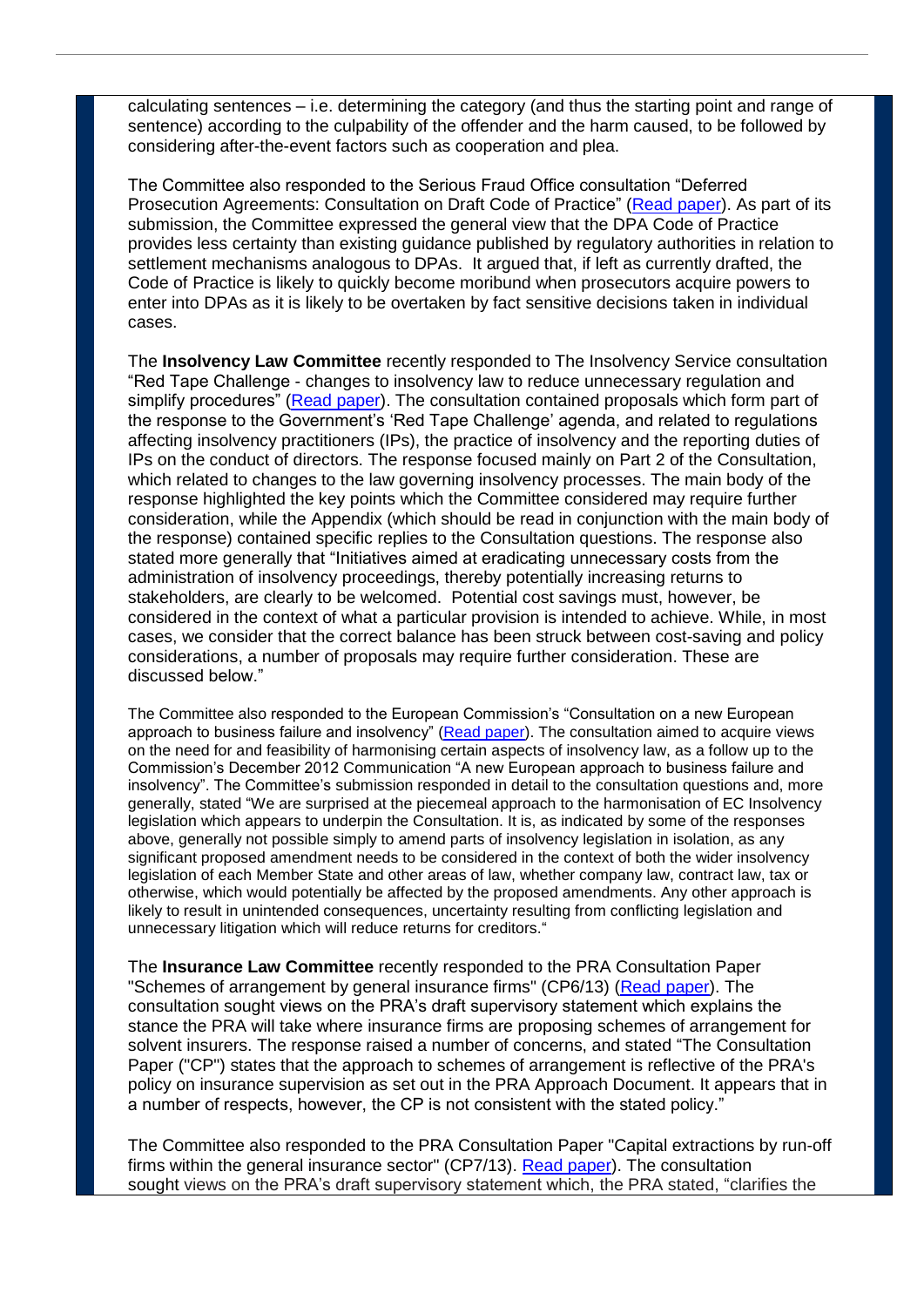calculating sentences – i.e. determining the category (and thus the starting point and range of sentence) according to the culpability of the offender and the harm caused, to be followed by considering after-the-event factors such as cooperation and plea.

The Committee also responded to the Serious Fraud Office consultation "Deferred Prosecution Agreements: Consultation on Draft Code of Practice" ([Read paper](#)). As part of its submission, the Committee expressed the general view that the DPA Code of Practice provides less certainty than existing guidance published by regulatory authorities in relation to settlement mechanisms analogous to DPAs. It argued that, if left as currently drafted, the Code of Practice is likely to quickly become moribund when prosecutors acquire powers to enter into DPAs as it is likely to be overtaken by fact sensitive decisions taken in individual cases.

The **Insolvency Law Committee** recently responded to The Insolvency Service consultation "Red Tape Challenge - changes to insolvency law to reduce unnecessary regulation and simplify procedures" ([Read paper](#)). The consultation contained proposals which form part of the response to the Government's 'Red Tape Challenge' agenda, and related to regulations affecting insolvency practitioners (IPs), the practice of insolvency and the reporting duties of IPs on the conduct of directors. The response focused mainly on Part 2 of the Consultation, which related to changes to the law governing insolvency processes. The main body of the response highlighted the key points which the Committee considered may require further consideration, while the Appendix (which should be read in conjunction with the main body of the response) contained specific replies to the Consultation questions. The response also stated more generally that "Initiatives aimed at eradicating unnecessary costs from the administration of insolvency proceedings, thereby potentially increasing returns to stakeholders, are clearly to be welcomed. Potential cost savings must, however, be considered in the context of what a particular provision is intended to achieve. While, in most cases, we consider that the correct balance has been struck between cost-saving and policy considerations, a number of proposals may require further consideration. These are discussed below."

The Committee also responded to the European Commission's "Consultation on a new European approach to business failure and insolvency" ([Read paper](#)). The consultation aimed to acquire views on the need for and feasibility of harmonising certain aspects of insolvency law, as a follow up to the Commission's December 2012 Communication "A new European approach to business failure and insolvency". The Committee's submission responded in detail to the consultation questions and, more generally, stated "We are surprised at the piecemeal approach to the harmonisation of EC Insolvency legislation which appears to underpin the Consultation. It is, as indicated by some of the responses above, generally not possible simply to amend parts of insolvency legislation in isolation, as any significant proposed amendment needs to be considered in the context of both the wider insolvency legislation of each Member State and other areas of law, whether company law, contract law, tax or otherwise, which would potentially be affected by the proposed amendments. Any other approach is likely to result in unintended consequences, uncertainty resulting from conflicting legislation and unnecessary litigation which will reduce returns for creditors."

The **Insurance Law Committee** recently responded to the PRA Consultation Paper "Schemes of arrangement by general insurance firms" (CP6/13) ([Read paper](#)). The consultation sought views on the PRA's draft supervisory statement which explains the stance the PRA will take where insurance firms are proposing schemes of arrangement for solvent insurers. The response raised a number of concerns, and stated "The Consultation Paper ("CP") states that the approach to schemes of arrangement is reflective of the PRA's policy on insurance supervision as set out in the PRA Approach Document. It appears that in a number of respects, however, the CP is not consistent with the stated policy."

The Committee also responded to the PRA Consultation Paper "Capital extractions by run-off firms within the general insurance sector" (CP7/13). [Read paper](#)). The consultation sought views on the PRA's draft supervisory statement which, the PRA stated, "clarifies the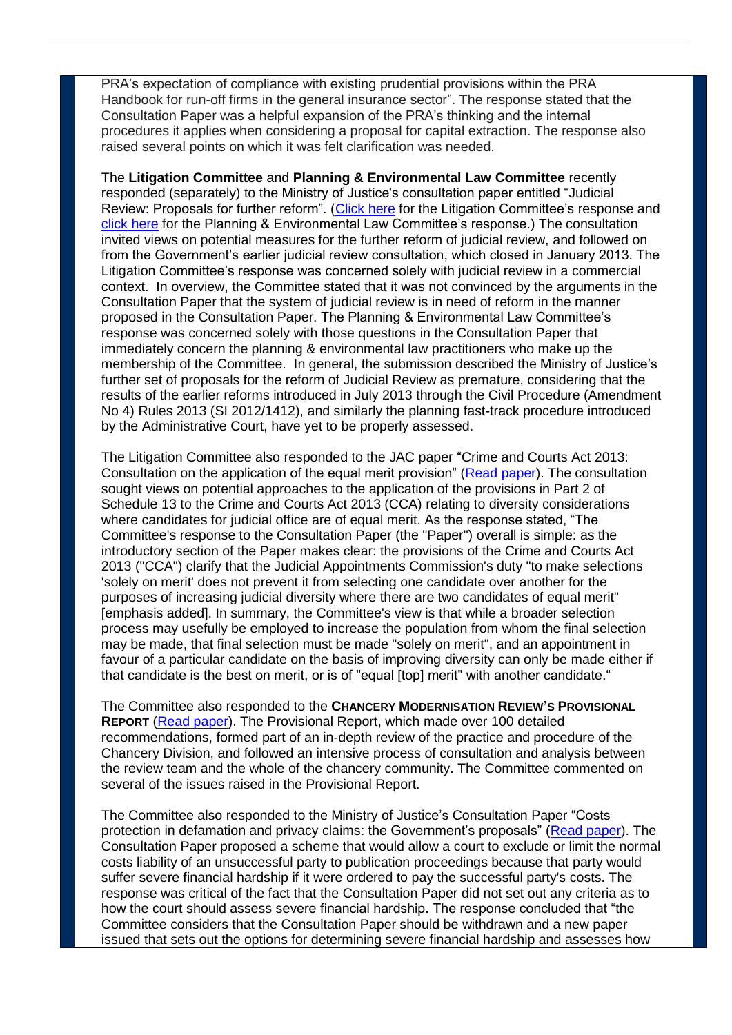PRA's expectation of compliance with existing prudential provisions within the PRA Handbook for run-off firms in the general insurance sector". The response stated that the Consultation Paper was a helpful expansion of the PRA's thinking and the internal procedures it applies when considering a proposal for capital extraction. The response also raised several points on which it was felt clarification was needed.

The **Litigation Committee** and **Planning & Environmental Law Committee** recently responded (separately) to the Ministry of Justice's consultation paper entitled "Judicial Review: Proposals for further reform". (Click here for the Litigation Committee's response and click here for the Planning & Environmental Law Committee's response.) The consultation invited views on potential measures for the further reform of judicial review, and followed on from the Government's earlier judicial review consultation, which closed in January 2013. The Litigation Committee's response was concerned solely with judicial review in a commercial context. In overview, the Committee stated that it was not convinced by the arguments in the Consultation Paper that the system of judicial review is in need of reform in the manner proposed in the Consultation Paper. The Planning & Environmental Law Committee's response was concerned solely with those questions in the Consultation Paper that immediately concern the planning & environmental law practitioners who make up the membership of the Committee. In general, the submission described the Ministry of Justice's further set of proposals for the reform of Judicial Review as premature, considering that the results of the earlier reforms introduced in July 2013 through the Civil Procedure (Amendment No 4) Rules 2013 (SI 2012/1412), and similarly the planning fast-track procedure introduced by the Administrative Court, have yet to be properly assessed.

The Litigation Committee also responded to the JAC paper "Crime and Courts Act 2013: Consultation on the application of the equal merit provision" (Read paper). The consultation sought views on potential approaches to the application of the provisions in Part 2 of Schedule 13 to the Crime and Courts Act 2013 (CCA) relating to diversity considerations where candidates for judicial office are of equal merit. As the response stated, "The Committee's response to the Consultation Paper (the "Paper") overall is simple: as the introductory section of the Paper makes clear: the provisions of the Crime and Courts Act 2013 ("CCA") clarify that the Judicial Appointments Commission's duty "to make selections 'solely on merit' does not prevent it from selecting one candidate over another for the purposes of increasing judicial diversity where there are two candidates of equal merit" [emphasis added]. In summary, the Committee's view is that while a broader selection process may usefully be employed to increase the population from whom the final selection may be made, that final selection must be made "solely on merit", and an appointment in favour of a particular candidate on the basis of improving diversity can only be made either if that candidate is the best on merit, or is of "equal [top] merit" with another candidate."

The Committee also responded to the **Chancery Modernisation Review's Provisional Report** (Read paper). The Provisional Report, which made over 100 detailed recommendations, formed part of an in-depth review of the practice and procedure of the Chancery Division, and followed an intensive process of consultation and analysis between the review team and the whole of the chancery community. The Committee commented on several of the issues raised in the Provisional Report.

The Committee also responded to the Ministry of Justice's Consultation Paper "Costs protection in defamation and privacy claims: the Government's proposals" (Read paper). The Consultation Paper proposed a scheme that would allow a court to exclude or limit the normal costs liability of an unsuccessful party to publication proceedings because that party would suffer severe financial hardship if it were ordered to pay the successful party's costs. The response was critical of the fact that the Consultation Paper did not set out any criteria as to how the court should assess severe financial hardship. The response concluded that "the Committee considers that the Consultation Paper should be withdrawn and a new paper issued that sets out the options for determining severe financial hardship and assesses how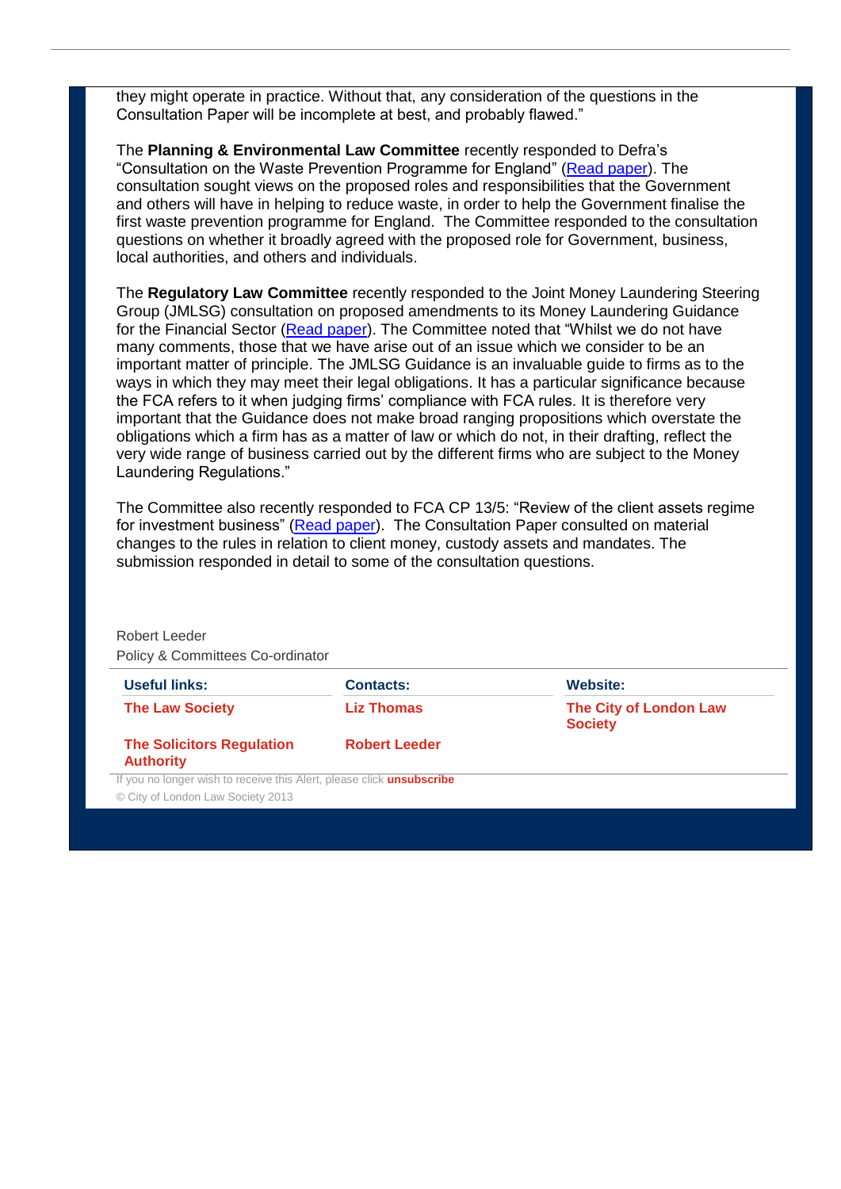they might operate in practice. Without that, any consideration of the questions in the Consultation Paper will be incomplete at best, and probably flawed."

The **Planning & Environmental Law Committee** recently responded to Defra's "Consultation on the Waste Prevention Programme for England" (Read paper). The consultation sought views on the proposed roles and responsibilities that the Government and others will have in helping to reduce waste, in order to help the Government finalise the first waste prevention programme for England. The Committee responded to the consultation questions on whether it broadly agreed with the proposed role for Government, business, local authorities, and others and individuals.

The **Regulatory Law Committee** recently responded to the Joint Money Laundering Steering Group (JMLSG) consultation on proposed amendments to its Money Laundering Guidance for the Financial Sector (Read paper). The Committee noted that "Whilst we do not have many comments, those that we have arise out of an issue which we consider to be an important matter of principle. The JMLSG Guidance is an invaluable guide to firms as to the ways in which they may meet their legal obligations. It has a particular significance because the FCA refers to it when judging firms' compliance with FCA rules. It is therefore very important that the Guidance does not make broad ranging propositions which overstate the obligations which a firm has as a matter of law or which do not, in their drafting, reflect the very wide range of business carried out by the different firms who are subject to the Money Laundering Regulations."

The Committee also recently responded to FCA CP 13/5: "Review of the client assets regime for investment business" (Read paper). The Consultation Paper consulted on material changes to the rules in relation to client money, custody assets and mandates. The submission responded in detail to some of the consultation questions.

Robert Leeder
Policy & Committees Co-ordinator

| Useful links: | Contacts: | Website: |
|---|---|---|
| **The Law Society** | **Liz Thomas** | **The City of London Law Society** |
| **The Solicitors Regulation Authority** | **Robert Leeder** | |

If you no longer wish to receive this Alert, please click **unsubscribe**

© City of London Law Society 2013